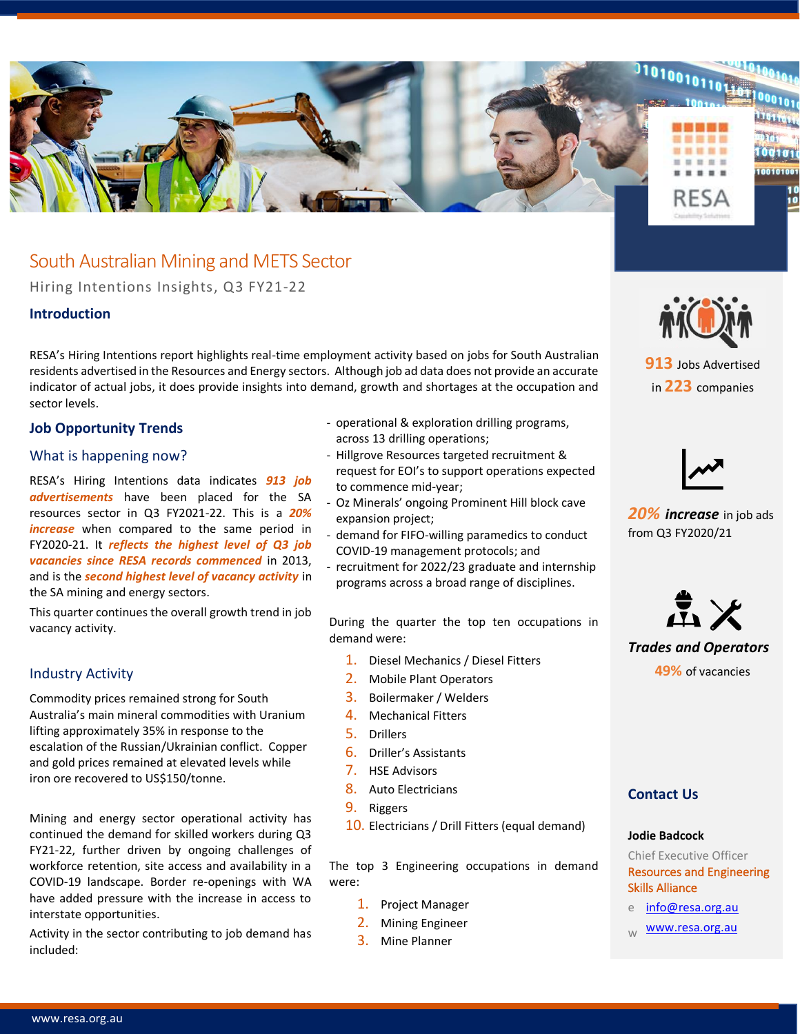# South Australian Mining and METS Sector

Hiring Intentions Insights, Q3 FY21-22

## Introduction

RESA's Hiring Intentions report highlights real-time employment activity based on jobs for South Australian residents advertised in the Resources and Energy sectors. Although job ad data does not provide an accurate indicator of actual jobs, it does provide insights into demand, growth and shortages at the occupation and sector levels.

## Job Opportunity Trends

### What is happening now?

RESA's Hiring Intentions data indicates ***913 job advertisements*** have been placed for the SA resources sector in Q3 FY2021-22. This is a ***20% increase*** when compared to the same period in FY2020-21. It ***reflects the highest level of Q3 job vacancies since RESA records commenced*** in 2013, and is the ***second highest level of vacancy activity*** in the SA mining and energy sectors.

This quarter continues the overall growth trend in job vacancy activity.

### Industry Activity

Commodity prices remained strong for South Australia's main mineral commodities with Uranium lifting approximately 35% in response to the escalation of the Russian/Ukrainian conflict. Copper and gold prices remained at elevated levels while iron ore recovered to US$150/tonne.

Mining and energy sector operational activity has continued the demand for skilled workers during Q3 FY21-22, further driven by ongoing challenges of workforce retention, site access and availability in a COVID-19 landscape. Border re-openings with WA have added pressure with the increase in access to interstate opportunities.

Activity in the sector contributing to job demand has included:

- operational & exploration drilling programs, across 13 drilling operations;
- Hillgrove Resources targeted recruitment & request for EOI's to support operations expected to commence mid-year;
- Oz Minerals' ongoing Prominent Hill block cave expansion project;
- demand for FIFO-willing paramedics to conduct COVID-19 management protocols; and
- recruitment for 2022/23 graduate and internship programs across a broad range of disciplines.

During the quarter the top ten occupations in demand were:

1. Diesel Mechanics / Diesel Fitters
2. Mobile Plant Operators
3. Boilermaker / Welders
4. Mechanical Fitters
5. Drillers
6. Driller's Assistants
7. HSE Advisors
8. Auto Electricians
9. Riggers
10. Electricians / Drill Fitters (equal demand)

The top 3 Engineering occupations in demand were:

1. Project Manager
2. Mining Engineer
3. Mine Planner

**913** Jobs Advertised in **223** companies

***20% increase*** in job ads from Q3 FY2020/21

***Trades and Operators***
**49%** of vacancies

## Contact Us

**Jodie Badcock**
Chief Executive Officer
Resources and Engineering Skills Alliance

e info@resa.org.au
w www.resa.org.au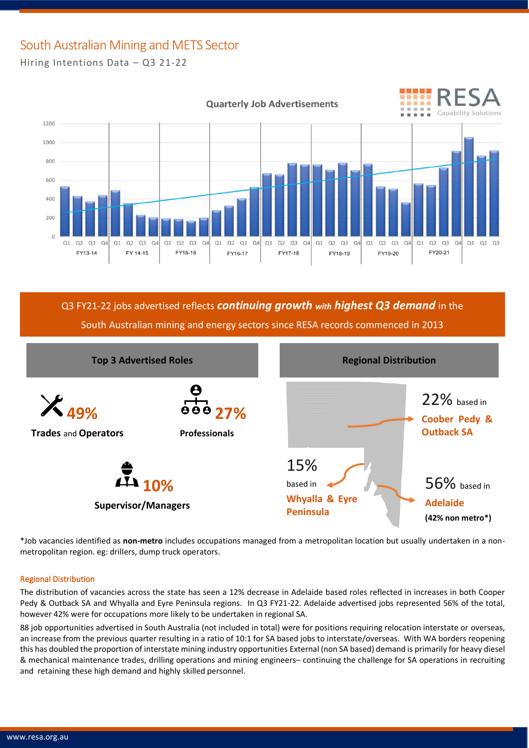# South Australian Mining and METS Sector

Hiring Intentions Data – Q3 21-22

Quarterly Job Advertisements

Q3 FY21-22 jobs advertised reflects ***continuing growth with highest Q3 demand*** in the South Australian mining and energy sectors since RESA records commenced in 2013

## Top 3 Advertised Roles

**49%** **Trades** and **Operators**

**27%** **Professionals**

**10%** **Supervisor/Managers**

## Regional Distribution

22% based in **Coober Pedy & Outback SA**

15% based in **Whyalla & Eyre Peninsula**

56% based in **Adelaide** **(42% non metro*)**

*Job vacancies identified as **non-metro** includes occupations managed from a metropolitan location but usually undertaken in a non-metropolitan region. eg: drillers, dump truck operators.

### Regional Distribution

The distribution of vacancies across the state has seen a 12% decrease in Adelaide based roles reflected in increases in both Cooper Pedy & Outback SA and Whyalla and Eyre Peninsula regions. In Q3 FY21-22. Adelaide advertised jobs represented 56% of the total, however 42% were for occupations more likely to be undertaken in regional SA.

88 job opportunities advertised in South Australia (not included in total) were for positions requiring relocation interstate or overseas, an increase from the previous quarter resulting in a ratio of 10:1 for SA based jobs to interstate/overseas. With WA borders reopening this has doubled the proportion of interstate mining industry opportunities External (non SA based) demand is primarily for heavy diesel & mechanical maintenance trades, drilling operations and mining engineers– continuing the challenge for SA operations in recruiting and retaining these high demand and highly skilled personnel.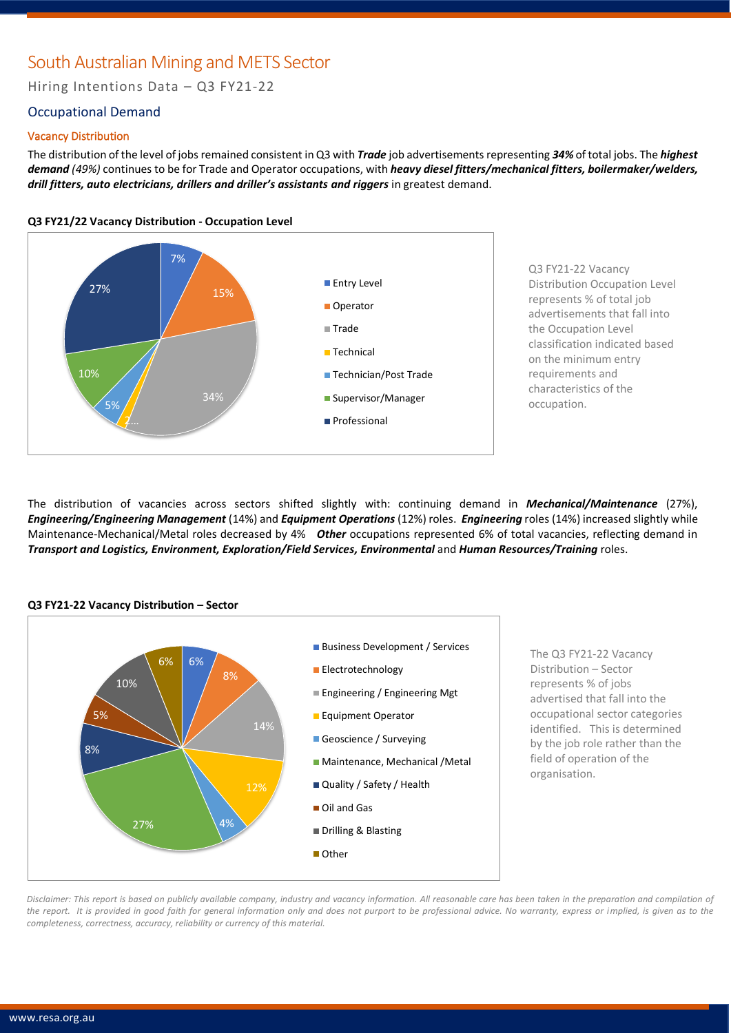# South Australian Mining and METS Sector

Hiring Intentions Data – Q3 FY21-22

## Occupational Demand

### Vacancy Distribution

The distribution of the level of jobs remained consistent in Q3 with ***Trade*** job advertisements representing ***34%*** of total jobs. The ***highest demand*** *(49%)* continues to be for Trade and Operator occupations, with ***heavy diesel fitters/mechanical fitters, boilermaker/welders, drill fitters, auto electricians, drillers and driller's assistants and riggers*** in greatest demand.

**Q3 FY21/22 Vacancy Distribution - Occupation Level**

7%
15%
34%
2...
5%
10%
27%

Entry Level
Operator
Trade
Technical
Technician/Post Trade
Supervisor/Manager
Professional

Q3 FY21-22 Vacancy Distribution Occupation Level represents % of total job advertisements that fall into the Occupation Level classification indicated based on the minimum entry requirements and characteristics of the occupation.

The distribution of vacancies across sectors shifted slightly with: continuing demand in ***Mechanical/Maintenance*** (27%), ***Engineering/Engineering Management*** (14%) and ***Equipment Operations*** (12%) roles. ***Engineering*** roles (14%) increased slightly while Maintenance-Mechanical/Metal roles decreased by 4% ***Other*** occupations represented 6% of total vacancies, reflecting demand in ***Transport and Logistics, Environment, Exploration/Field Services, Environmental*** and ***Human Resources/Training*** roles.

**Q3 FY21-22 Vacancy Distribution – Sector**

6%
8%
14%
12%
4%
27%
8%
5%
10%
6%

Business Development / Services
Electrotechnology
Engineering / Engineering Mgt
Equipment Operator
Geoscience / Surveying
Maintenance, Mechanical /Metal
Quality / Safety / Health
Oil and Gas
Drilling & Blasting
Other

The Q3 FY21-22 Vacancy Distribution – Sector represents % of jobs advertised that fall into the occupational sector categories identified. This is determined by the job role rather than the field of operation of the organisation.

*Disclaimer: This report is based on publicly available company, industry and vacancy information. All reasonable care has been taken in the preparation and compilation of the report. It is provided in good faith for general information only and does not purport to be professional advice. No warranty, express or implied, is given as to the completeness, correctness, accuracy, reliability or currency of this material.*